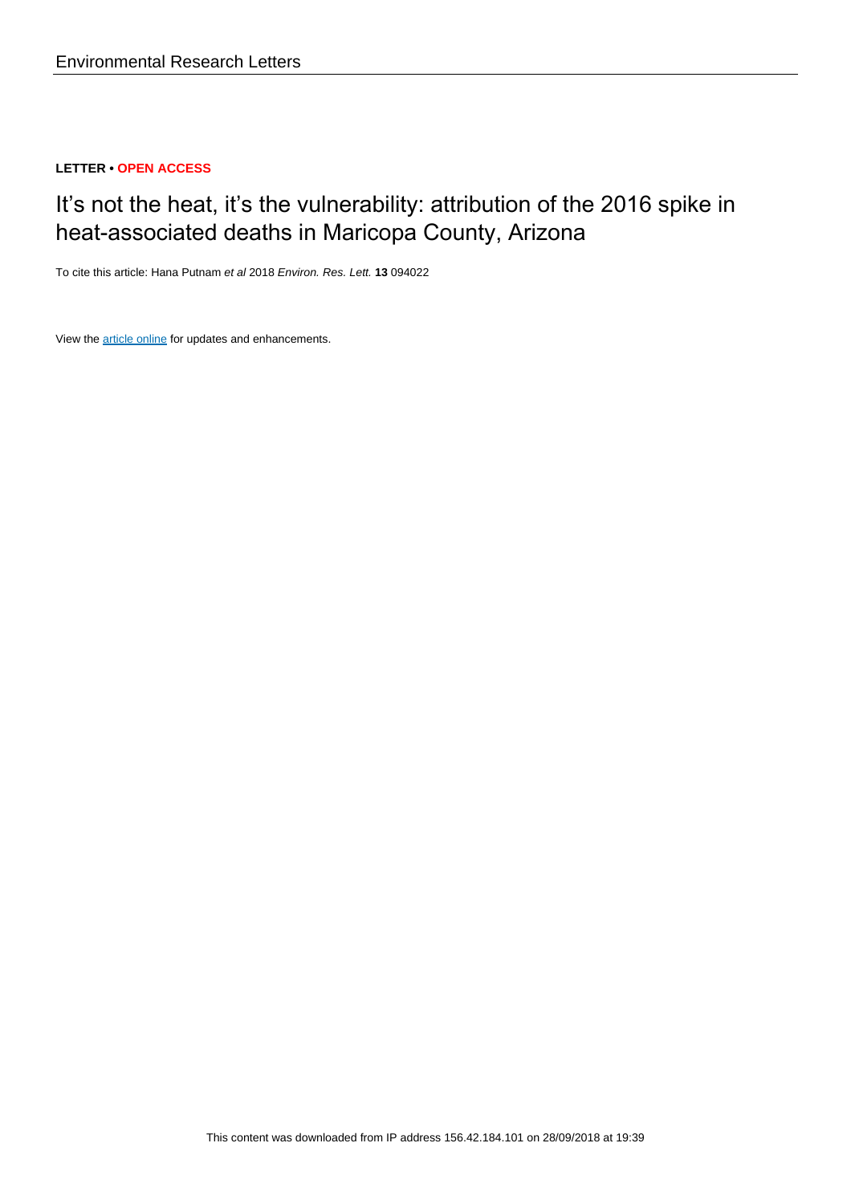Environmental Research Letters

**LETTER • OPEN ACCESS**

# It's not the heat, it's the vulnerability: attribution of the 2016 spike in heat-associated deaths in Maricopa County, Arizona

To cite this article: Hana Putnam *et al* 2018 *Environ. Res. Lett.* **13** 094022

View the article online for updates and enhancements.

This content was downloaded from IP address 156.42.184.101 on 28/09/2018 at 19:39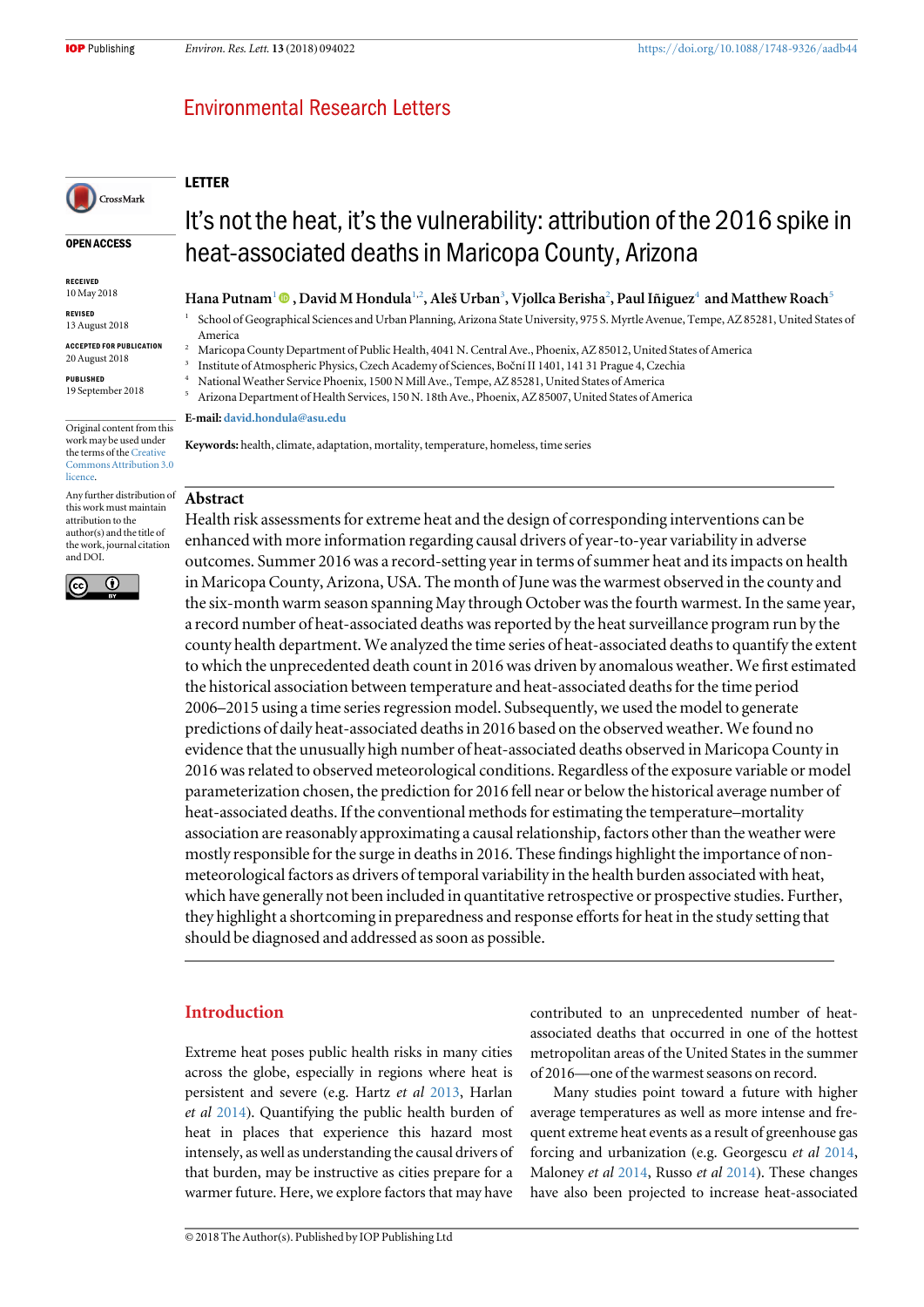**LETTER**

# It's not the heat, it's the vulnerability: attribution of the 2016 spike in heat-associated deaths in Maricopa County, Arizona

**OPEN ACCESS**

RECEIVED
10 May 2018

REVISED
13 August 2018

ACCEPTED FOR PUBLICATION
20 August 2018

PUBLISHED
19 September 2018

Original content from this work may be used under the terms of the Creative Commons Attribution 3.0 licence.

Any further distribution of this work must maintain attribution to the author(s) and the title of the work, journal citation and DOI.

**Hana Putnam[1], David M Hondula[1,2], Aleš Urban[3], Vjollca Berisha[2], Paul Iñiguez[4] and Matthew Roach[5]**

[1] School of Geographical Sciences and Urban Planning, Arizona State University, 975 S. Myrtle Avenue, Tempe, AZ 85281, United States of America
[2] Maricopa County Department of Public Health, 4041 N. Central Ave., Phoenix, AZ 85012, United States of America
[3] Institute of Atmospheric Physics, Czech Academy of Sciences, Boční II 1401, 141 31 Prague 4, Czechia
[4] National Weather Service Phoenix, 1500 N Mill Ave., Tempe, AZ 85281, United States of America
[5] Arizona Department of Health Services, 150 N. 18th Ave., Phoenix, AZ 85007, United States of America

**E-mail:** david.hondula@asu.edu

**Keywords:** health, climate, adaptation, mortality, temperature, homeless, time series

## Abstract

Health risk assessments for extreme heat and the design of corresponding interventions can be enhanced with more information regarding causal drivers of year-to-year variability in adverse outcomes. Summer 2016 was a record-setting year in terms of summer heat and its impacts on health in Maricopa County, Arizona, USA. The month of June was the warmest observed in the county and the six-month warm season spanning May through October was the fourth warmest. In the same year, a record number of heat-associated deaths was reported by the heat surveillance program run by the county health department. We analyzed the time series of heat-associated deaths to quantify the extent to which the unprecedented death count in 2016 was driven by anomalous weather. We first estimated the historical association between temperature and heat-associated deaths for the time period 2006–2015 using a time series regression model. Subsequently, we used the model to generate predictions of daily heat-associated deaths in 2016 based on the observed weather. We found no evidence that the unusually high number of heat-associated deaths observed in Maricopa County in 2016 was related to observed meteorological conditions. Regardless of the exposure variable or model parameterization chosen, the prediction for 2016 fell near or below the historical average number of heat-associated deaths. If the conventional methods for estimating the temperature–mortality association are reasonably approximating a causal relationship, factors other than the weather were mostly responsible for the surge in deaths in 2016. These findings highlight the importance of non-meteorological factors as drivers of temporal variability in the health burden associated with heat, which have generally not been included in quantitative retrospective or prospective studies. Further, they highlight a shortcoming in preparedness and response efforts for heat in the study setting that should be diagnosed and addressed as soon as possible.

## Introduction

Extreme heat poses public health risks in many cities across the globe, especially in regions where heat is persistent and severe (e.g. Hartz *et al* 2013, Harlan *et al* 2014). Quantifying the public health burden of heat in places that experience this hazard most intensely, as well as understanding the causal drivers of that burden, may be instructive as cities prepare for a warmer future. Here, we explore factors that may have contributed to an unprecedented number of heat-associated deaths that occurred in one of the hottest metropolitan areas of the United States in the summer of 2016—one of the warmest seasons on record.

Many studies point toward a future with higher average temperatures as well as more intense and frequent extreme heat events as a result of greenhouse gas forcing and urbanization (e.g. Georgescu *et al* 2014, Maloney *et al* 2014, Russo *et al* 2014). These changes have also been projected to increase heat-associated

© 2018 The Author(s). Published by IOP Publishing Ltd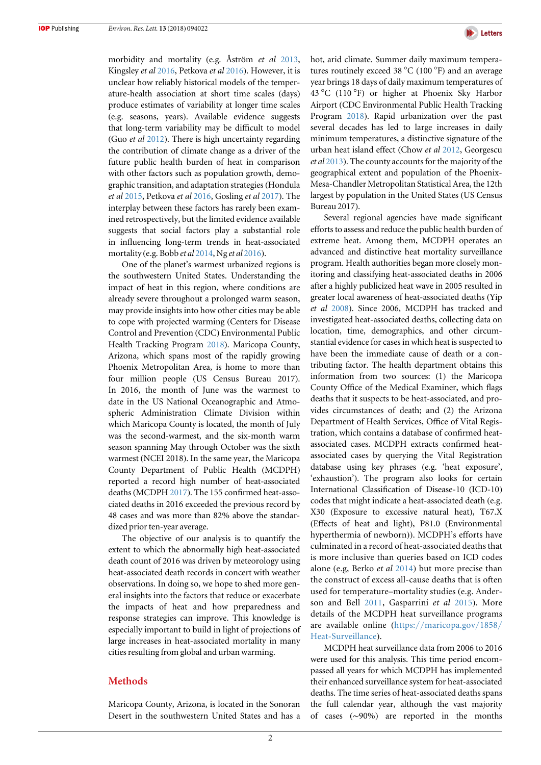morbidity and mortality (e.g. Åström *et al* 2013, Kingsley *et al* 2016, Petkova *et al* 2016). However, it is unclear how reliably historical models of the temperature-health association at short time scales (days) produce estimates of variability at longer time scales (e.g. seasons, years). Available evidence suggests that long-term variability may be difficult to model (Guo *et al* 2012). There is high uncertainty regarding the contribution of climate change as a driver of the future public health burden of heat in comparison with other factors such as population growth, demographic transition, and adaptation strategies (Hondula *et al* 2015, Petkova *et al* 2016, Gosling *et al* 2017). The interplay between these factors has rarely been examined retrospectively, but the limited evidence available suggests that social factors play a substantial role in influencing long-term trends in heat-associated mortality (e.g. Bobb *et al* 2014, Ng *et al* 2016).

One of the planet's warmest urbanized regions is the southwestern United States. Understanding the impact of heat in this region, where conditions are already severe throughout a prolonged warm season, may provide insights into how other cities may be able to cope with projected warming (Centers for Disease Control and Prevention (CDC) Environmental Public Health Tracking Program 2018). Maricopa County, Arizona, which spans most of the rapidly growing Phoenix Metropolitan Area, is home to more than four million people (US Census Bureau 2017). In 2016, the month of June was the warmest to date in the US National Oceanographic and Atmospheric Administration Climate Division within which Maricopa County is located, the month of July was the second-warmest, and the six-month warm season spanning May through October was the sixth warmest (NCEI 2018). In the same year, the Maricopa County Department of Public Health (MCDPH) reported a record high number of heat-associated deaths (MCDPH 2017). The 155 confirmed heat-associated deaths in 2016 exceeded the previous record by 48 cases and was more than 82% above the standardized prior ten-year average.

The objective of our analysis is to quantify the extent to which the abnormally high heat-associated death count of 2016 was driven by meteorology using heat-associated death records in concert with weather observations. In doing so, we hope to shed more general insights into the factors that reduce or exacerbate the impacts of heat and how preparedness and response strategies can improve. This knowledge is especially important to build in light of projections of large increases in heat-associated mortality in many cities resulting from global and urban warming.

## Methods

Maricopa County, Arizona, is located in the Sonoran Desert in the southwestern United States and has a hot, arid climate. Summer daily maximum temperatures routinely exceed 38 °C (100 °F) and an average year brings 18 days of daily maximum temperatures of 43 °C (110 °F) or higher at Phoenix Sky Harbor Airport (CDC Environmental Public Health Tracking Program 2018). Rapid urbanization over the past several decades has led to large increases in daily minimum temperatures, a distinctive signature of the urban heat island effect (Chow *et al* 2012, Georgescu *et al* 2013). The county accounts for the majority of the geographical extent and population of the Phoenix-Mesa-Chandler Metropolitan Statistical Area, the 12th largest by population in the United States (US Census Bureau 2017).

Several regional agencies have made significant efforts to assess and reduce the public health burden of extreme heat. Among them, MCDPH operates an advanced and distinctive heat mortality surveillance program. Health authorities began more closely monitoring and classifying heat-associated deaths in 2006 after a highly publicized heat wave in 2005 resulted in greater local awareness of heat-associated deaths (Yip *et al* 2008). Since 2006, MCDPH has tracked and investigated heat-associated deaths, collecting data on location, time, demographics, and other circumstantial evidence for cases in which heat is suspected to have been the immediate cause of death or a contributing factor. The health department obtains this information from two sources: (1) the Maricopa County Office of the Medical Examiner, which flags deaths that it suspects to be heat-associated, and provides circumstances of death; and (2) the Arizona Department of Health Services, Office of Vital Registration, which contains a database of confirmed heat-associated cases. MCDPH extracts confirmed heat-associated cases by querying the Vital Registration database using key phrases (e.g. 'heat exposure', 'exhaustion'). The program also looks for certain International Classification of Disease-10 (ICD-10) codes that might indicate a heat-associated death (e.g. X30 (Exposure to excessive natural heat), T67.X (Effects of heat and light), P81.0 (Environmental hyperthermia of newborn)). MCDPH's efforts have culminated in a record of heat-associated deaths that is more inclusive than queries based on ICD codes alone (e.g, Berko *et al* 2014) but more precise than the construct of excess all-cause deaths that is often used for temperature–mortality studies (e.g. Anderson and Bell 2011, Gasparrini *et al* 2015). More details of the MCDPH heat surveillance programs are available online (https://maricopa.gov/1858/Heat-Surveillance).

MCDPH heat surveillance data from 2006 to 2016 were used for this analysis. This time period encompassed all years for which MCDPH has implemented their enhanced surveillance system for heat-associated deaths. The time series of heat-associated deaths spans the full calendar year, although the vast majority of cases (~90%) are reported in the months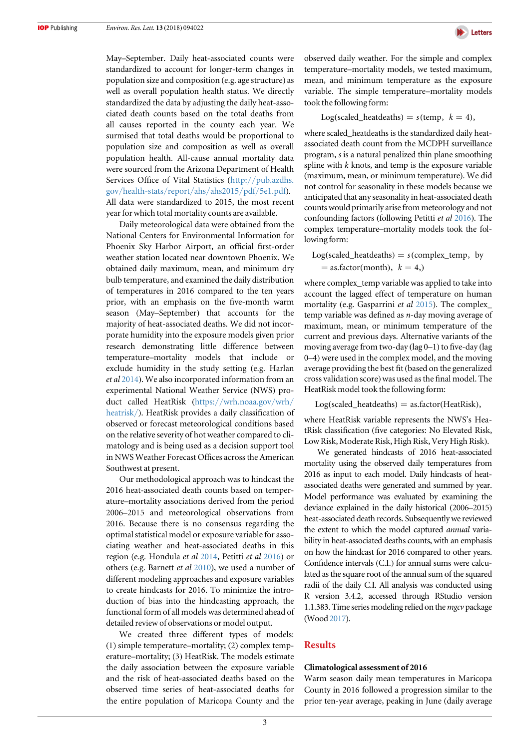May–September. Daily heat-associated counts were standardized to account for longer-term changes in population size and composition (e.g. age structure) as well as overall population health status. We directly standardized the data by adjusting the daily heat-associated death counts based on the total deaths from all causes reported in the county each year. We surmised that total deaths would be proportional to population size and composition as well as overall population health. All-cause annual mortality data were sourced from the Arizona Department of Health Services Office of Vital Statistics (http://pub.azdhs.gov/health-stats/report/ahs/ahs2015/pdf/5e1.pdf). All data were standardized to 2015, the most recent year for which total mortality counts are available.

Daily meteorological data were obtained from the National Centers for Environmental Information for Phoenix Sky Harbor Airport, an official first-order weather station located near downtown Phoenix. We obtained daily maximum, mean, and minimum dry bulb temperature, and examined the daily distribution of temperatures in 2016 compared to the ten years prior, with an emphasis on the five-month warm season (May–September) that accounts for the majority of heat-associated deaths. We did not incorporate humidity into the exposure models given prior research demonstrating little difference between temperature–mortality models that include or exclude humidity in the study setting (e.g. Harlan *et al* 2014). We also incorporated information from an experimental National Weather Service (NWS) product called HeatRisk (https://wrh.noaa.gov/wrh/heatrisk/). HeatRisk provides a daily classification of observed or forecast meteorological conditions based on the relative severity of hot weather compared to climatology and is being used as a decision support tool in NWS Weather Forecast Offices across the American Southwest at present.

Our methodological approach was to hindcast the 2016 heat-associated death counts based on temperature–mortality associations derived from the period 2006–2015 and meteorological observations from 2016. Because there is no consensus regarding the optimal statistical model or exposure variable for associating weather and heat-associated deaths in this region (e.g. Hondula *et al* 2014, Petitti *et al* 2016) or others (e.g. Barnett *et al* 2010), we used a number of different modeling approaches and exposure variables to create hindcasts for 2016. To minimize the introduction of bias into the hindcasting approach, the functional form of all models was determined ahead of detailed review of observations or model output.

We created three different types of models: (1) simple temperature–mortality; (2) complex temperature–mortality; (3) HeatRisk. The models estimate the daily association between the exposure variable and the risk of heat-associated deaths based on the observed time series of heat-associated deaths for the entire population of Maricopa County and the observed daily weather. For the simple and complex temperature–mortality models, we tested maximum, mean, and minimum temperature as the exposure variable. The simple temperature–mortality models took the following form:

$$\text{Log}(\text{scaled\_heatdeaths}) = s(\text{temp},\ k = 4),$$

where scaled_heatdeaths is the standardized daily heat-associated death count from the MCDPH surveillance program, $s$ is a natural penalized thin plane smoothing spline with $k$ knots, and temp is the exposure variable (maximum, mean, or minimum temperature). We did not control for seasonality in these models because we anticipated that any seasonality in heat-associated death counts would primarily arise from meteorology and not confounding factors (following Petitti *et al* 2016). The complex temperature–mortality models took the following form:

$$\text{Log}(\text{scaled\_heatdeaths}) = s(\text{complex\_temp},\ \text{by} = \text{as.factor(month)},\ k = 4,)$$

where complex_temp variable was applied to take into account the lagged effect of temperature on human mortality (e.g. Gasparrini *et al* 2015). The complex_temp variable was defined as $n$-day moving average of maximum, mean, or minimum temperature of the current and previous days. Alternative variants of the moving average from two-day (lag 0–1) to five-day (lag 0–4) were used in the complex model, and the moving average providing the best fit (based on the generalized cross validation score) was used as the final model. The HeatRisk model took the following form:

$$\text{Log}(\text{scaled\_heatdeaths}) = \text{as.factor(HeatRisk)},$$

where HeatRisk variable represents the NWS's HeatRisk classification (five categories: No Elevated Risk, Low Risk, Moderate Risk, High Risk, Very High Risk).

We generated hindcasts of 2016 heat-associated mortality using the observed daily temperatures from 2016 as input to each model. Daily hindcasts of heat-associated deaths were generated and summed by year. Model performance was evaluated by examining the deviance explained in the daily historical (2006–2015) heat-associated death records. Subsequently we reviewed the extent to which the model captured *annual* variability in heat-associated deaths counts, with an emphasis on how the hindcast for 2016 compared to other years. Confidence intervals (C.I.) for annual sums were calculated as the square root of the annual sum of the squared radii of the daily C.I. All analysis was conducted using R version 3.4.2, accessed through RStudio version 1.1.383. Time series modeling relied on the *mgcv* package (Wood 2017).

## Results

### Climatological assessment of 2016

Warm season daily mean temperatures in Maricopa County in 2016 followed a progression similar to the prior ten-year average, peaking in June (daily average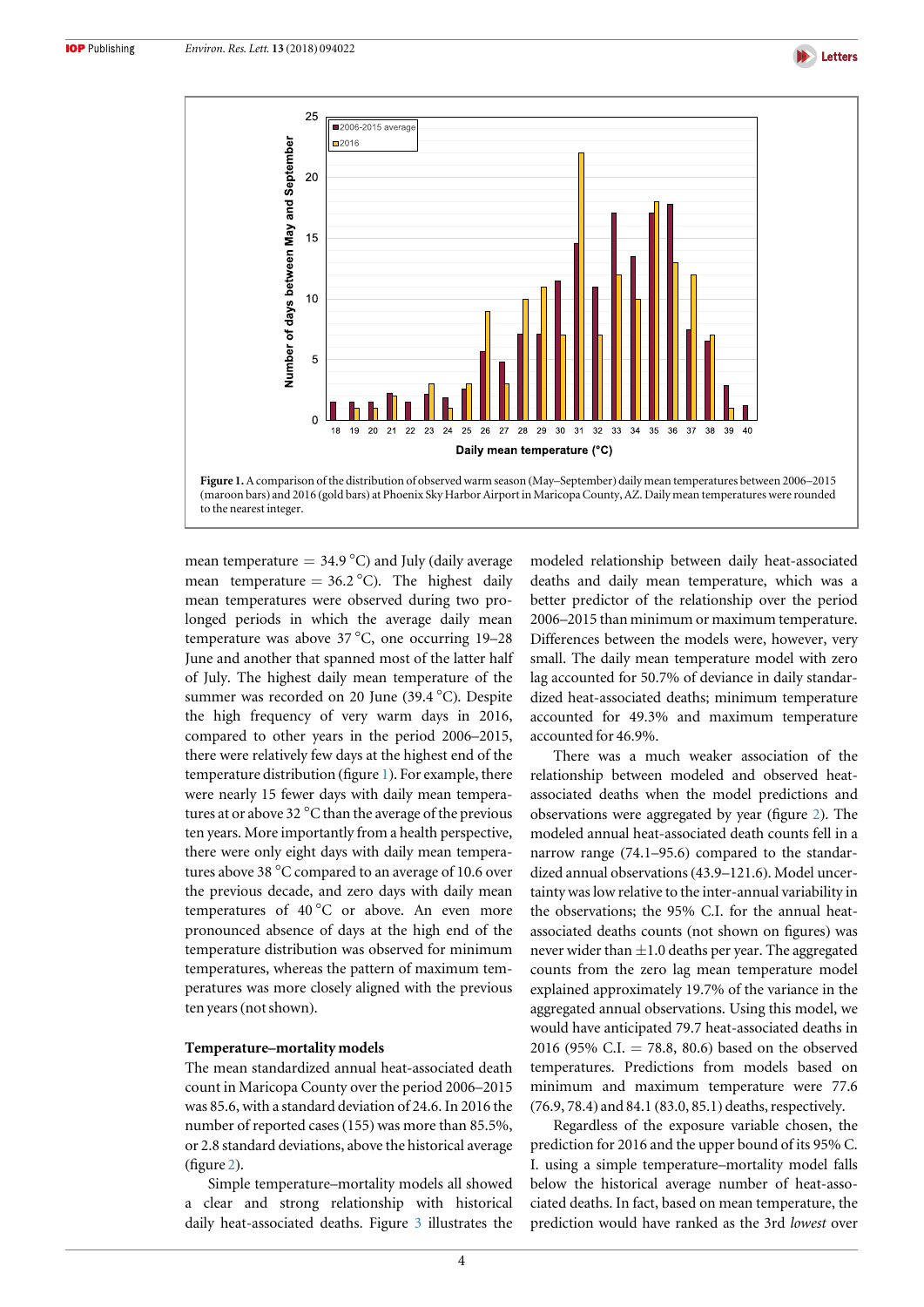**Figure 1.** A comparison of the distribution of observed warm season (May–September) daily mean temperatures between 2006–2015 (maroon bars) and 2016 (gold bars) at Phoenix Sky Harbor Airport in Maricopa County, AZ. Daily mean temperatures were rounded to the nearest integer.

mean temperature = 34.9 °C) and July (daily average mean temperature = 36.2 °C). The highest daily mean temperatures were observed during two prolonged periods in which the average daily mean temperature was above 37 °C, one occurring 19–28 June and another that spanned most of the latter half of July. The highest daily mean temperature of the summer was recorded on 20 June (39.4 °C). Despite the high frequency of very warm days in 2016, compared to other years in the period 2006–2015, there were relatively few days at the highest end of the temperature distribution (figure 1). For example, there were nearly 15 fewer days with daily mean temperatures at or above 32 °C than the average of the previous ten years. More importantly from a health perspective, there were only eight days with daily mean temperatures above 38 °C compared to an average of 10.6 over the previous decade, and zero days with daily mean temperatures of 40 °C or above. An even more pronounced absence of days at the high end of the temperature distribution was observed for minimum temperatures, whereas the pattern of maximum temperatures was more closely aligned with the previous ten years (not shown).

## Temperature–mortality models

The mean standardized annual heat-associated death count in Maricopa County over the period 2006–2015 was 85.6, with a standard deviation of 24.6. In 2016 the number of reported cases (155) was more than 85.5%, or 2.8 standard deviations, above the historical average (figure 2).

Simple temperature–mortality models all showed a clear and strong relationship with historical daily heat-associated deaths. Figure 3 illustrates the modeled relationship between daily heat-associated deaths and daily mean temperature, which was a better predictor of the relationship over the period 2006–2015 than minimum or maximum temperature. Differences between the models were, however, very small. The daily mean temperature model with zero lag accounted for 50.7% of deviance in daily standardized heat-associated deaths; minimum temperature accounted for 49.3% and maximum temperature accounted for 46.9%.

There was a much weaker association of the relationship between modeled and observed heat-associated deaths when the model predictions and observations were aggregated by year (figure 2). The modeled annual heat-associated death counts fell in a narrow range (74.1–95.6) compared to the standardized annual observations (43.9–121.6). Model uncertainty was low relative to the inter-annual variability in the observations; the 95% C.I. for the annual heat-associated deaths counts (not shown on figures) was never wider than ±1.0 deaths per year. The aggregated counts from the zero lag mean temperature model explained approximately 19.7% of the variance in the aggregated annual observations. Using this model, we would have anticipated 79.7 heat-associated deaths in 2016 (95% C.I. = 78.8, 80.6) based on the observed temperatures. Predictions from models based on minimum and maximum temperature were 77.6 (76.9, 78.4) and 84.1 (83.0, 85.1) deaths, respectively.

Regardless of the exposure variable chosen, the prediction for 2016 and the upper bound of its 95% C.I. using a simple temperature–mortality model falls below the historical average number of heat-associated deaths. In fact, based on mean temperature, the prediction would have ranked as the 3rd *lowest* over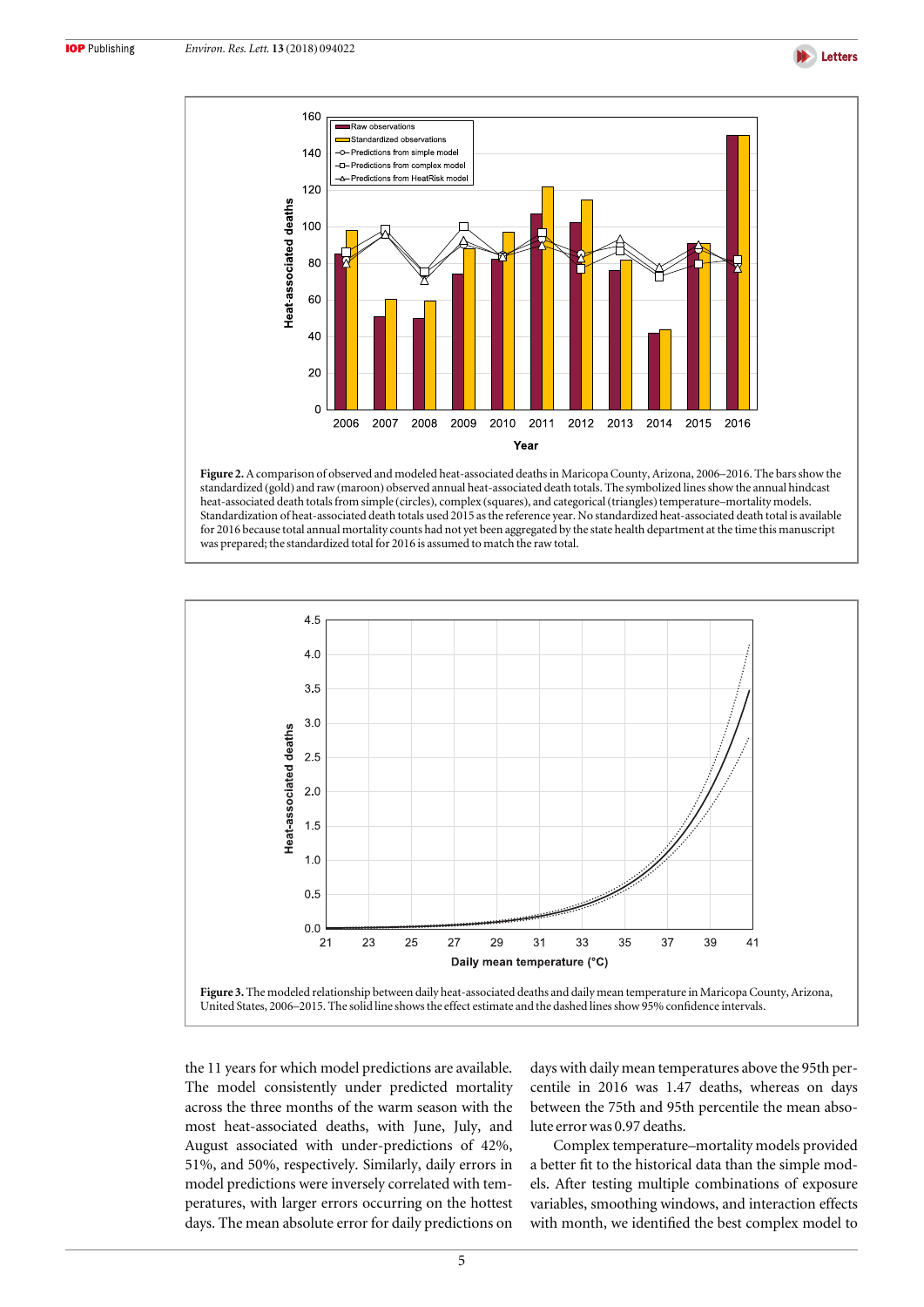Figure 2. A comparison of observed and modeled heat-associated deaths in Maricopa County, Arizona, 2006–2016. The bars show the standardized (gold) and raw (maroon) observed annual heat-associated death totals. The symbolized lines show the annual hindcast heat-associated death totals from simple (circles), complex (squares), and categorical (triangles) temperature–mortality models. Standardization of heat-associated death totals used 2015 as the reference year. No standardized heat-associated death total is available for 2016 because total annual mortality counts had not yet been aggregated by the state health department at the time this manuscript was prepared; the standardized total for 2016 is assumed to match the raw total.

Figure 3. The modeled relationship between daily heat-associated deaths and daily mean temperature in Maricopa County, Arizona, United States, 2006–2015. The solid line shows the effect estimate and the dashed lines show 95% confidence intervals.

the 11 years for which model predictions are available. The model consistently under predicted mortality across the three months of the warm season with the most heat-associated deaths, with June, July, and August associated with under-predictions of 42%, 51%, and 50%, respectively. Similarly, daily errors in model predictions were inversely correlated with temperatures, with larger errors occurring on the hottest days. The mean absolute error for daily predictions on days with daily mean temperatures above the 95th percentile in 2016 was 1.47 deaths, whereas on days between the 75th and 95th percentile the mean absolute error was 0.97 deaths.

Complex temperature–mortality models provided a better fit to the historical data than the simple models. After testing multiple combinations of exposure variables, smoothing windows, and interaction effects with month, we identified the best complex model to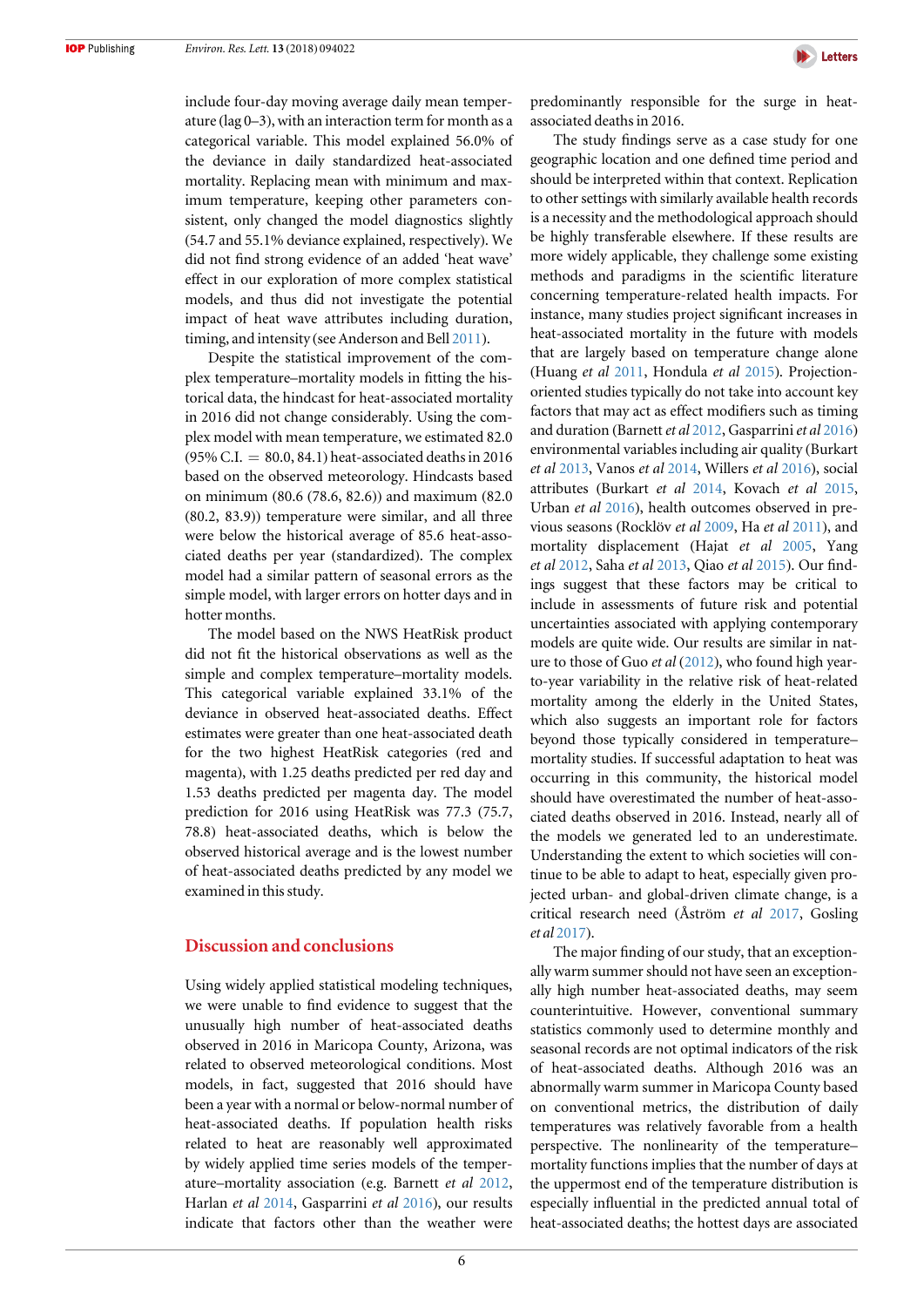include four-day moving average daily mean temperature (lag 0–3), with an interaction term for month as a categorical variable. This model explained 56.0% of the deviance in daily standardized heat-associated mortality. Replacing mean with minimum and maximum temperature, keeping other parameters consistent, only changed the model diagnostics slightly (54.7 and 55.1% deviance explained, respectively). We did not find strong evidence of an added 'heat wave' effect in our exploration of more complex statistical models, and thus did not investigate the potential impact of heat wave attributes including duration, timing, and intensity (see Anderson and Bell 2011).

Despite the statistical improvement of the complex temperature–mortality models in fitting the historical data, the hindcast for heat-associated mortality in 2016 did not change considerably. Using the complex model with mean temperature, we estimated 82.0 (95% C.I. = 80.0, 84.1) heat-associated deaths in 2016 based on the observed meteorology. Hindcasts based on minimum (80.6 (78.6, 82.6)) and maximum (82.0 (80.2, 83.9)) temperature were similar, and all three were below the historical average of 85.6 heat-associated deaths per year (standardized). The complex model had a similar pattern of seasonal errors as the simple model, with larger errors on hotter days and in hotter months.

The model based on the NWS HeatRisk product did not fit the historical observations as well as the simple and complex temperature–mortality models. This categorical variable explained 33.1% of the deviance in observed heat-associated deaths. Effect estimates were greater than one heat-associated death for the two highest HeatRisk categories (red and magenta), with 1.25 deaths predicted per red day and 1.53 deaths predicted per magenta day. The model prediction for 2016 using HeatRisk was 77.3 (75.7, 78.8) heat-associated deaths, which is below the observed historical average and is the lowest number of heat-associated deaths predicted by any model we examined in this study.

## Discussion and conclusions

Using widely applied statistical modeling techniques, we were unable to find evidence to suggest that the unusually high number of heat-associated deaths observed in 2016 in Maricopa County, Arizona, was related to observed meteorological conditions. Most models, in fact, suggested that 2016 should have been a year with a normal or below-normal number of heat-associated deaths. If population health risks related to heat are reasonably well approximated by widely applied time series models of the temperature–mortality association (e.g. Barnett *et al* 2012, Harlan *et al* 2014, Gasparrini *et al* 2016), our results indicate that factors other than the weather were predominantly responsible for the surge in heat-associated deaths in 2016.

The study findings serve as a case study for one geographic location and one defined time period and should be interpreted within that context. Replication to other settings with similarly available health records is a necessity and the methodological approach should be highly transferable elsewhere. If these results are more widely applicable, they challenge some existing methods and paradigms in the scientific literature concerning temperature-related health impacts. For instance, many studies project significant increases in heat-associated mortality in the future with models that are largely based on temperature change alone (Huang *et al* 2011, Hondula *et al* 2015). Projection-oriented studies typically do not take into account key factors that may act as effect modifiers such as timing and duration (Barnett *et al* 2012, Gasparrini *et al* 2016) environmental variables including air quality (Burkart *et al* 2013, Vanos *et al* 2014, Willers *et al* 2016), social attributes (Burkart *et al* 2014, Kovach *et al* 2015, Urban *et al* 2016), health outcomes observed in previous seasons (Rocklöv *et al* 2009, Ha *et al* 2011), and mortality displacement (Hajat *et al* 2005, Yang *et al* 2012, Saha *et al* 2013, Qiao *et al* 2015). Our findings suggest that these factors may be critical to include in assessments of future risk and potential uncertainties associated with applying contemporary models are quite wide. Our results are similar in nature to those of Guo *et al* (2012), who found high year-to-year variability in the relative risk of heat-related mortality among the elderly in the United States, which also suggests an important role for factors beyond those typically considered in temperature–mortality studies. If successful adaptation to heat was occurring in this community, the historical model should have overestimated the number of heat-associated deaths observed in 2016. Instead, nearly all of the models we generated led to an underestimate. Understanding the extent to which societies will continue to be able to adapt to heat, especially given projected urban- and global-driven climate change, is a critical research need (Åström *et al* 2017, Gosling *et al* 2017).

The major finding of our study, that an exceptionally warm summer should not have seen an exceptionally high number heat-associated deaths, may seem counterintuitive. However, conventional summary statistics commonly used to determine monthly and seasonal records are not optimal indicators of the risk of heat-associated deaths. Although 2016 was an abnormally warm summer in Maricopa County based on conventional metrics, the distribution of daily temperatures was relatively favorable from a health perspective. The nonlinearity of the temperature–mortality functions implies that the number of days at the uppermost end of the temperature distribution is especially influential in the predicted annual total of heat-associated deaths; the hottest days are associated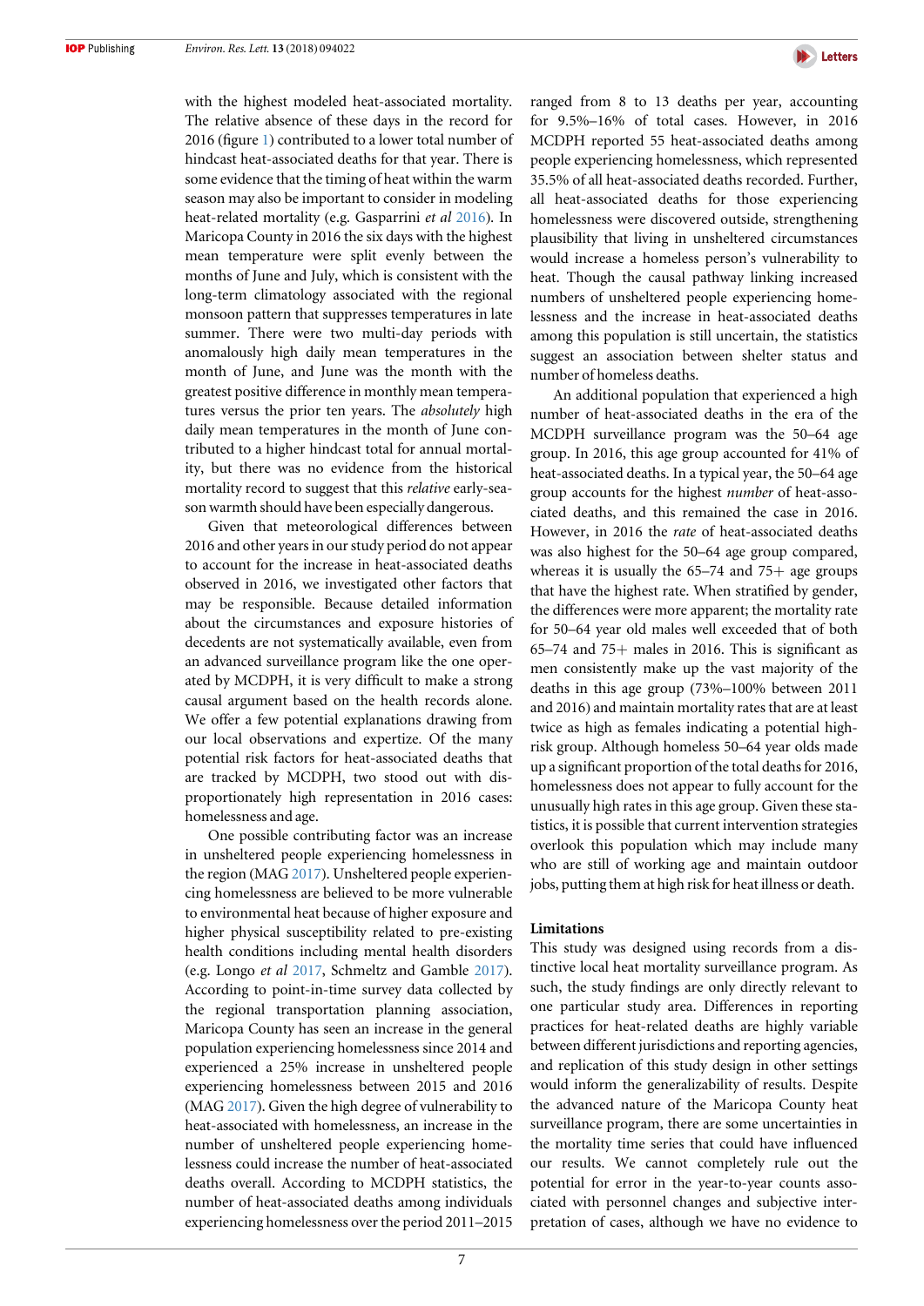with the highest modeled heat-associated mortality. The relative absence of these days in the record for 2016 (figure 1) contributed to a lower total number of hindcast heat-associated deaths for that year. There is some evidence that the timing of heat within the warm season may also be important to consider in modeling heat-related mortality (e.g. Gasparrini *et al* 2016). In Maricopa County in 2016 the six days with the highest mean temperature were split evenly between the months of June and July, which is consistent with the long-term climatology associated with the regional monsoon pattern that suppresses temperatures in late summer. There were two multi-day periods with anomalously high daily mean temperatures in the month of June, and June was the month with the greatest positive difference in monthly mean temperatures versus the prior ten years. The *absolutely* high daily mean temperatures in the month of June contributed to a higher hindcast total for annual mortality, but there was no evidence from the historical mortality record to suggest that this *relative* early-season warmth should have been especially dangerous.

Given that meteorological differences between 2016 and other years in our study period do not appear to account for the increase in heat-associated deaths observed in 2016, we investigated other factors that may be responsible. Because detailed information about the circumstances and exposure histories of decedents are not systematically available, even from an advanced surveillance program like the one operated by MCDPH, it is very difficult to make a strong causal argument based on the health records alone. We offer a few potential explanations drawing from our local observations and expertize. Of the many potential risk factors for heat-associated deaths that are tracked by MCDPH, two stood out with disproportionately high representation in 2016 cases: homelessness and age.

One possible contributing factor was an increase in unsheltered people experiencing homelessness in the region (MAG 2017). Unsheltered people experiencing homelessness are believed to be more vulnerable to environmental heat because of higher exposure and higher physical susceptibility related to pre-existing health conditions including mental health disorders (e.g. Longo *et al* 2017, Schmeltz and Gamble 2017). According to point-in-time survey data collected by the regional transportation planning association, Maricopa County has seen an increase in the general population experiencing homelessness since 2014 and experienced a 25% increase in unsheltered people experiencing homelessness between 2015 and 2016 (MAG 2017). Given the high degree of vulnerability to heat-associated with homelessness, an increase in the number of unsheltered people experiencing homelessness could increase the number of heat-associated deaths overall. According to MCDPH statistics, the number of heat-associated deaths among individuals experiencing homelessness over the period 2011–2015 ranged from 8 to 13 deaths per year, accounting for 9.5%–16% of total cases. However, in 2016 MCDPH reported 55 heat-associated deaths among people experiencing homelessness, which represented 35.5% of all heat-associated deaths recorded. Further, all heat-associated deaths for those experiencing homelessness were discovered outside, strengthening plausibility that living in unsheltered circumstances would increase a homeless person's vulnerability to heat. Though the causal pathway linking increased numbers of unsheltered people experiencing homelessness and the increase in heat-associated deaths among this population is still uncertain, the statistics suggest an association between shelter status and number of homeless deaths.

An additional population that experienced a high number of heat-associated deaths in the era of the MCDPH surveillance program was the 50–64 age group. In 2016, this age group accounted for 41% of heat-associated deaths. In a typical year, the 50–64 age group accounts for the highest *number* of heat-associated deaths, and this remained the case in 2016. However, in 2016 the *rate* of heat-associated deaths was also highest for the 50–64 age group compared, whereas it is usually the 65–74 and 75+ age groups that have the highest rate. When stratified by gender, the differences were more apparent; the mortality rate for 50–64 year old males well exceeded that of both 65–74 and 75+ males in 2016. This is significant as men consistently make up the vast majority of the deaths in this age group (73%–100% between 2011 and 2016) and maintain mortality rates that are at least twice as high as females indicating a potential high-risk group. Although homeless 50–64 year olds made up a significant proportion of the total deaths for 2016, homelessness does not appear to fully account for the unusually high rates in this age group. Given these statistics, it is possible that current intervention strategies overlook this population which may include many who are still of working age and maintain outdoor jobs, putting them at high risk for heat illness or death.

## Limitations

This study was designed using records from a distinctive local heat mortality surveillance program. As such, the study findings are only directly relevant to one particular study area. Differences in reporting practices for heat-related deaths are highly variable between different jurisdictions and reporting agencies, and replication of this study design in other settings would inform the generalizability of results. Despite the advanced nature of the Maricopa County heat surveillance program, there are some uncertainties in the mortality time series that could have influenced our results. We cannot completely rule out the potential for error in the year-to-year counts associated with personnel changes and subjective interpretation of cases, although we have no evidence to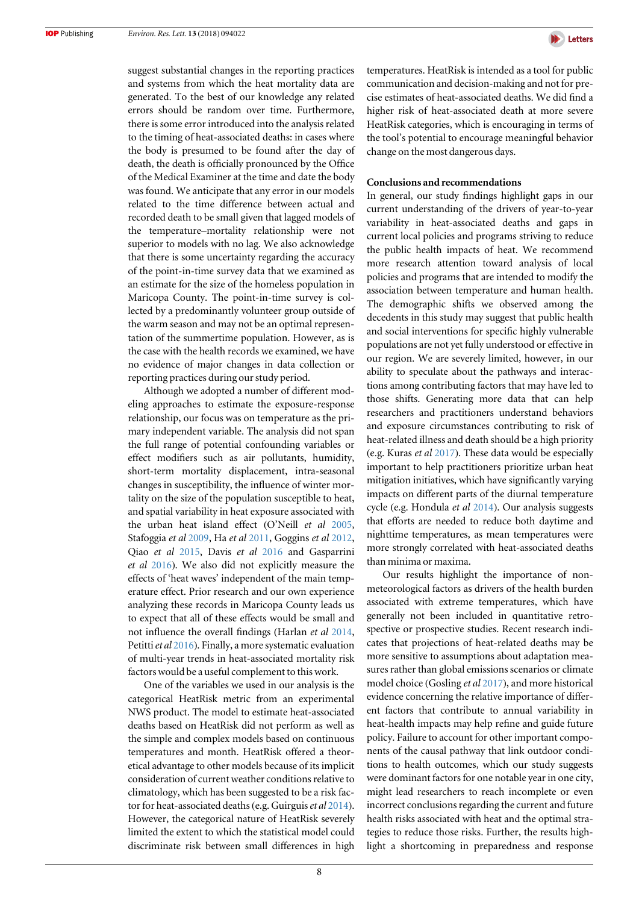suggest substantial changes in the reporting practices and systems from which the heat mortality data are generated. To the best of our knowledge any related errors should be random over time. Furthermore, there is some error introduced into the analysis related to the timing of heat-associated deaths: in cases where the body is presumed to be found after the day of death, the death is officially pronounced by the Office of the Medical Examiner at the time and date the body was found. We anticipate that any error in our models related to the time difference between actual and recorded death to be small given that lagged models of the temperature–mortality relationship were not superior to models with no lag. We also acknowledge that there is some uncertainty regarding the accuracy of the point-in-time survey data that we examined as an estimate for the size of the homeless population in Maricopa County. The point-in-time survey is collected by a predominantly volunteer group outside of the warm season and may not be an optimal representation of the summertime population. However, as is the case with the health records we examined, we have no evidence of major changes in data collection or reporting practices during our study period.

Although we adopted a number of different modeling approaches to estimate the exposure-response relationship, our focus was on temperature as the primary independent variable. The analysis did not span the full range of potential confounding variables or effect modifiers such as air pollutants, humidity, short-term mortality displacement, intra-seasonal changes in susceptibility, the influence of winter mortality on the size of the population susceptible to heat, and spatial variability in heat exposure associated with the urban heat island effect (O'Neill *et al* 2005, Stafoggia *et al* 2009, Ha *et al* 2011, Goggins *et al* 2012, Qiao *et al* 2015, Davis *et al* 2016 and Gasparrini *et al* 2016). We also did not explicitly measure the effects of 'heat waves' independent of the main temperature effect. Prior research and our own experience analyzing these records in Maricopa County leads us to expect that all of these effects would be small and not influence the overall findings (Harlan *et al* 2014, Petitti *et al* 2016). Finally, a more systematic evaluation of multi-year trends in heat-associated mortality risk factors would be a useful complement to this work.

One of the variables we used in our analysis is the categorical HeatRisk metric from an experimental NWS product. The model to estimate heat-associated deaths based on HeatRisk did not perform as well as the simple and complex models based on continuous temperatures and month. HeatRisk offered a theoretical advantage to other models because of its implicit consideration of current weather conditions relative to climatology, which has been suggested to be a risk factor for heat-associated deaths (e.g. Guirguis *et al* 2014). However, the categorical nature of HeatRisk severely limited the extent to which the statistical model could discriminate risk between small differences in high temperatures. HeatRisk is intended as a tool for public communication and decision-making and not for precise estimates of heat-associated deaths. We did find a higher risk of heat-associated death at more severe HeatRisk categories, which is encouraging in terms of the tool's potential to encourage meaningful behavior change on the most dangerous days.

## Conclusions and recommendations

In general, our study findings highlight gaps in our current understanding of the drivers of year-to-year variability in heat-associated deaths and gaps in current local policies and programs striving to reduce the public health impacts of heat. We recommend more research attention toward analysis of local policies and programs that are intended to modify the association between temperature and human health. The demographic shifts we observed among the decedents in this study may suggest that public health and social interventions for specific highly vulnerable populations are not yet fully understood or effective in our region. We are severely limited, however, in our ability to speculate about the pathways and interactions among contributing factors that may have led to those shifts. Generating more data that can help researchers and practitioners understand behaviors and exposure circumstances contributing to risk of heat-related illness and death should be a high priority (e.g. Kuras *et al* 2017). These data would be especially important to help practitioners prioritize urban heat mitigation initiatives, which have significantly varying impacts on different parts of the diurnal temperature cycle (e.g. Hondula *et al* 2014). Our analysis suggests that efforts are needed to reduce both daytime and nighttime temperatures, as mean temperatures were more strongly correlated with heat-associated deaths than minima or maxima.

Our results highlight the importance of non-meteorological factors as drivers of the health burden associated with extreme temperatures, which have generally not been included in quantitative retrospective or prospective studies. Recent research indicates that projections of heat-related deaths may be more sensitive to assumptions about adaptation measures rather than global emissions scenarios or climate model choice (Gosling *et al* 2017), and more historical evidence concerning the relative importance of different factors that contribute to annual variability in heat-health impacts may help refine and guide future policy. Failure to account for other important components of the causal pathway that link outdoor conditions to health outcomes, which our study suggests were dominant factors for one notable year in one city, might lead researchers to reach incomplete or even incorrect conclusions regarding the current and future health risks associated with heat and the optimal strategies to reduce those risks. Further, the results highlight a shortcoming in preparedness and response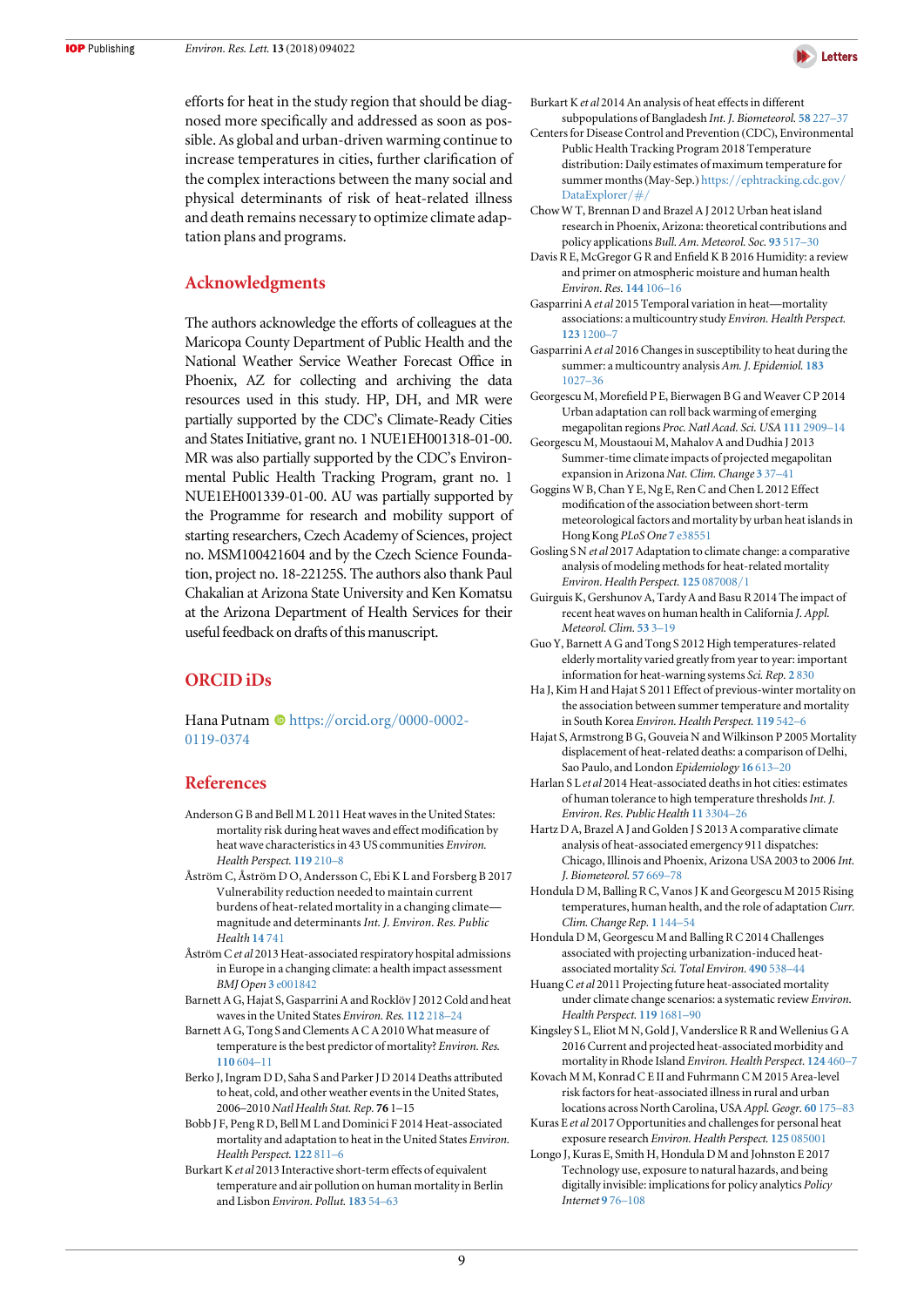efforts for heat in the study region that should be diagnosed more specifically and addressed as soon as possible. As global and urban-driven warming continue to increase temperatures in cities, further clarification of the complex interactions between the many social and physical determinants of risk of heat-related illness and death remains necessary to optimize climate adaptation plans and programs.

## Acknowledgments

The authors acknowledge the efforts of colleagues at the Maricopa County Department of Public Health and the National Weather Service Weather Forecast Office in Phoenix, AZ for collecting and archiving the data resources used in this study. HP, DH, and MR were partially supported by the CDC's Climate-Ready Cities and States Initiative, grant no. 1 NUE1EH001318-01-00. MR was also partially supported by the CDC's Environmental Public Health Tracking Program, grant no. 1 NUE1EH001339-01-00. AU was partially supported by the Programme for research and mobility support of starting researchers, Czech Academy of Sciences, project no. MSM100421604 and by the Czech Science Foundation, project no. 18-22125S. The authors also thank Paul Chakalian at Arizona State University and Ken Komatsu at the Arizona Department of Health Services for their useful feedback on drafts of this manuscript.

## ORCID iDs

Hana Putnam https://orcid.org/0000-0002-0119-0374

## References

Anderson G B and Bell M L 2011 Heat waves in the United States: mortality risk during heat waves and effect modification by heat wave characteristics in 43 US communities *Environ. Health Perspect.* **119** 210–8

Åström C, Åström D O, Andersson C, Ebi K L and Forsberg B 2017 Vulnerability reduction needed to maintain current burdens of heat-related mortality in a changing climate—magnitude and determinants *Int. J. Environ. Res. Public Health* **14** 741

Åström C *et al* 2013 Heat-associated respiratory hospital admissions in Europe in a changing climate: a health impact assessment *BMJ Open* **3** e001842

Barnett A G, Hajat S, Gasparrini A and Rocklöv J 2012 Cold and heat waves in the United States *Environ. Res.* **112** 218–24

Barnett A G, Tong S and Clements A C A 2010 What measure of temperature is the best predictor of mortality? *Environ. Res.* **110** 604–11

Berko J, Ingram D D, Saha S and Parker J D 2014 Deaths attributed to heat, cold, and other weather events in the United States, 2006–2010 *Natl Health Stat. Rep.* **76** 1–15

Bobb J F, Peng R D, Bell M L and Dominici F 2014 Heat-associated mortality and adaptation to heat in the United States *Environ. Health Perspect.* **122** 811–6

Burkart K *et al* 2013 Interactive short-term effects of equivalent temperature and air pollution on human mortality in Berlin and Lisbon *Environ. Pollut.* **183** 54–63

Burkart K *et al* 2014 An analysis of heat effects in different subpopulations of Bangladesh *Int. J. Biometeorol.* **58** 227–37

Centers for Disease Control and Prevention (CDC), Environmental Public Health Tracking Program 2018 Temperature distribution: Daily estimates of maximum temperature for summer months (May-Sep.) https://ephtracking.cdc.gov/DataExplorer/#/

Chow W T, Brennan D and Brazel A J 2012 Urban heat island research in Phoenix, Arizona: theoretical contributions and policy applications *Bull. Am. Meteorol. Soc.* **93** 517–30

Davis R E, McGregor G R and Enfield K B 2016 Humidity: a review and primer on atmospheric moisture and human health *Environ. Res.* **144** 106–16

Gasparrini A *et al* 2015 Temporal variation in heat—mortality associations: a multicountry study *Environ. Health Perspect.* **123** 1200–7

Gasparrini A *et al* 2016 Changes in susceptibility to heat during the summer: a multicountry analysis *Am. J. Epidemiol.* **183** 1027–36

Georgescu M, Morefield P E, Bierwagen B G and Weaver C P 2014 Urban adaptation can roll back warming of emerging megapolitan regions *Proc. Natl Acad. Sci. USA* **111** 2909–14

Georgescu M, Moustaoui M, Mahalov A and Dudhia J 2013 Summer-time climate impacts of projected megapolitan expansion in Arizona *Nat. Clim. Change* **3** 37–41

Goggins W B, Chan Y E, Ng E, Ren C and Chen L 2012 Effect modification of the association between short-term meteorological factors and mortality by urban heat islands in Hong Kong *PLoS One* **7** e38551

Gosling S N *et al* 2017 Adaptation to climate change: a comparative analysis of modeling methods for heat-related mortality *Environ. Health Perspect.* **125** 087008/1

Guirguis K, Gershunov A, Tardy A and Basu R 2014 The impact of recent heat waves on human health in California *J. Appl. Meteorol. Clim.* **53** 3–19

Guo Y, Barnett A G and Tong S 2012 High temperatures-related elderly mortality varied greatly from year to year: important information for heat-warning systems *Sci. Rep.* **2** 830

Ha J, Kim H and Hajat S 2011 Effect of previous-winter mortality on the association between summer temperature and mortality in South Korea *Environ. Health Perspect.* **119** 542–6

Hajat S, Armstrong B G, Gouveia N and Wilkinson P 2005 Mortality displacement of heat-related deaths: a comparison of Delhi, Sao Paulo, and London *Epidemiology* **16** 613–20

Harlan S L *et al* 2014 Heat-associated deaths in hot cities: estimates of human tolerance to high temperature thresholds *Int. J. Environ. Res. Public Health* **11** 3304–26

Hartz D A, Brazel A J and Golden J S 2013 A comparative climate analysis of heat-associated emergency 911 dispatches: Chicago, Illinois and Phoenix, Arizona USA 2003 to 2006 *Int. J. Biometeorol.* **57** 669–78

Hondula D M, Balling R C, Vanos J K and Georgescu M 2015 Rising temperatures, human health, and the role of adaptation *Curr. Clim. Change Rep.* **1** 144–54

Hondula D M, Georgescu M and Balling R C 2014 Challenges associated with projecting urbanization-induced heat-associated mortality *Sci. Total Environ.* **490** 538–44

Huang C *et al* 2011 Projecting future heat-associated mortality under climate change scenarios: a systematic review *Environ. Health Perspect.* **119** 1681–90

Kingsley S L, Eliot M N, Gold J, Vanderslice R R and Wellenius G A 2016 Current and projected heat-associated morbidity and mortality in Rhode Island *Environ. Health Perspect.* **124** 460–7

Kovach M M, Konrad C E II and Fuhrmann C M 2015 Area-level risk factors for heat-associated illness in rural and urban locations across North Carolina, USA *Appl. Geogr.* **60** 175–83

Kuras E *et al* 2017 Opportunities and challenges for personal heat exposure research *Environ. Health Perspect.* **125** 085001

Longo J, Kuras E, Smith H, Hondula D M and Johnston E 2017 Technology use, exposure to natural hazards, and being digitally invisible: implications for policy analytics *Policy Internet* **9** 76–108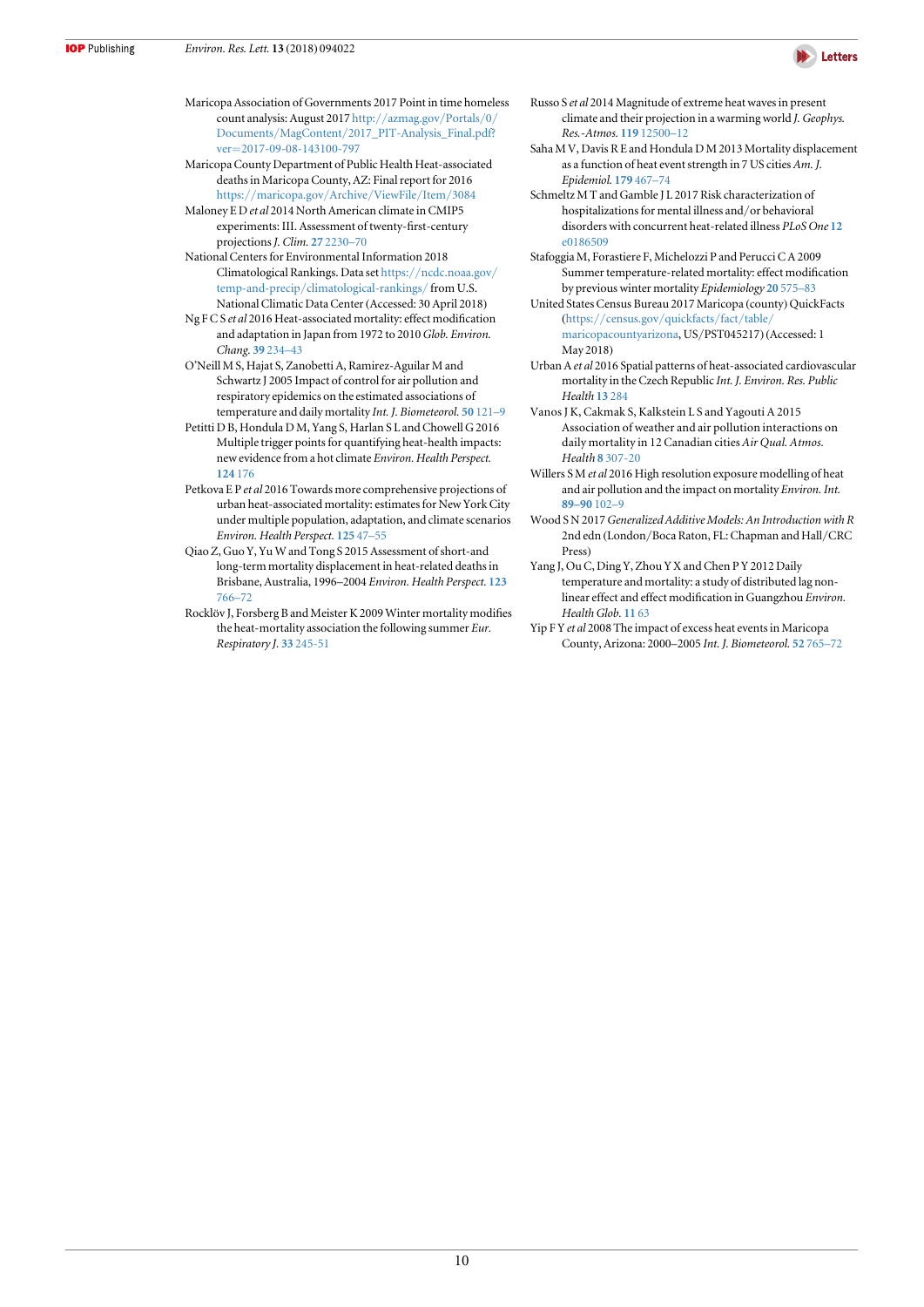Maricopa Association of Governments 2017 Point in time homeless count analysis: August 2017 http://azmag.gov/Portals/0/Documents/MagContent/2017_PIT-Analysis_Final.pdf?ver=2017-09-08-143100-797

Maricopa County Department of Public Health Heat-associated deaths in Maricopa County, AZ: Final report for 2016 https://maricopa.gov/Archive/ViewFile/Item/3084

Maloney E D *et al* 2014 North American climate in CMIP5 experiments: III. Assessment of twenty-first-century projections *J. Clim.* **27** 2230–70

National Centers for Environmental Information 2018 Climatological Rankings. Data set https://ncdc.noaa.gov/temp-and-precip/climatological-rankings/ from U.S. National Climatic Data Center (Accessed: 30 April 2018)

Ng F C S *et al* 2016 Heat-associated mortality: effect modification and adaptation in Japan from 1972 to 2010 *Glob. Environ. Chang.* **39** 234–43

O'Neill M S, Hajat S, Zanobetti A, Ramirez-Aguilar M and Schwartz J 2005 Impact of control for air pollution and respiratory epidemics on the estimated associations of temperature and daily mortality *Int. J. Biometeorol.* **50** 121–9

Petitti D B, Hondula D M, Yang S, Harlan S L and Chowell G 2016 Multiple trigger points for quantifying heat-health impacts: new evidence from a hot climate *Environ. Health Perspect.* **124** 176

Petkova E P *et al* 2016 Towards more comprehensive projections of urban heat-associated mortality: estimates for New York City under multiple population, adaptation, and climate scenarios *Environ. Health Perspect.* **125** 47–55

Qiao Z, Guo Y, Yu W and Tong S 2015 Assessment of short-and long-term mortality displacement in heat-related deaths in Brisbane, Australia, 1996–2004 *Environ. Health Perspect.* **123** 766–72

Rocklöv J, Forsberg B and Meister K 2009 Winter mortality modifies the heat-mortality association the following summer *Eur. Respiratory J.* **33** 245-51

Russo S *et al* 2014 Magnitude of extreme heat waves in present climate and their projection in a warming world *J. Geophys. Res.-Atmos.* **119** 12500–12

Saha M V, Davis R E and Hondula D M 2013 Mortality displacement as a function of heat event strength in 7 US cities *Am. J. Epidemiol.* **179** 467–74

Schmeltz M T and Gamble J L 2017 Risk characterization of hospitalizations for mental illness and/or behavioral disorders with concurrent heat-related illness *PLoS One* **12** e0186509

Stafoggia M, Forastiere F, Michelozzi P and Perucci C A 2009 Summer temperature-related mortality: effect modification by previous winter mortality *Epidemiology* **20** 575–83

United States Census Bureau 2017 Maricopa (county) QuickFacts (https://census.gov/quickfacts/fact/table/maricopacountyarizona, US/PST045217) (Accessed: 1 May 2018)

Urban A *et al* 2016 Spatial patterns of heat-associated cardiovascular mortality in the Czech Republic *Int. J. Environ. Res. Public Health* **13** 284

Vanos J K, Cakmak S, Kalkstein L S and Yagouti A 2015 Association of weather and air pollution interactions on daily mortality in 12 Canadian cities *Air Qual. Atmos. Health* **8** 307-20

Willers S M *et al* 2016 High resolution exposure modelling of heat and air pollution and the impact on mortality *Environ. Int.* **89–90** 102–9

Wood S N 2017 *Generalized Additive Models: An Introduction with R* 2nd edn (London/Boca Raton, FL: Chapman and Hall/CRC Press)

Yang J, Ou C, Ding Y, Zhou Y X and Chen P Y 2012 Daily temperature and mortality: a study of distributed lag non-linear effect and effect modification in Guangzhou *Environ. Health Glob.* **11** 63

Yip F Y *et al* 2008 The impact of excess heat events in Maricopa County, Arizona: 2000–2005 *Int. J. Biometeorol.* **52** 765–72